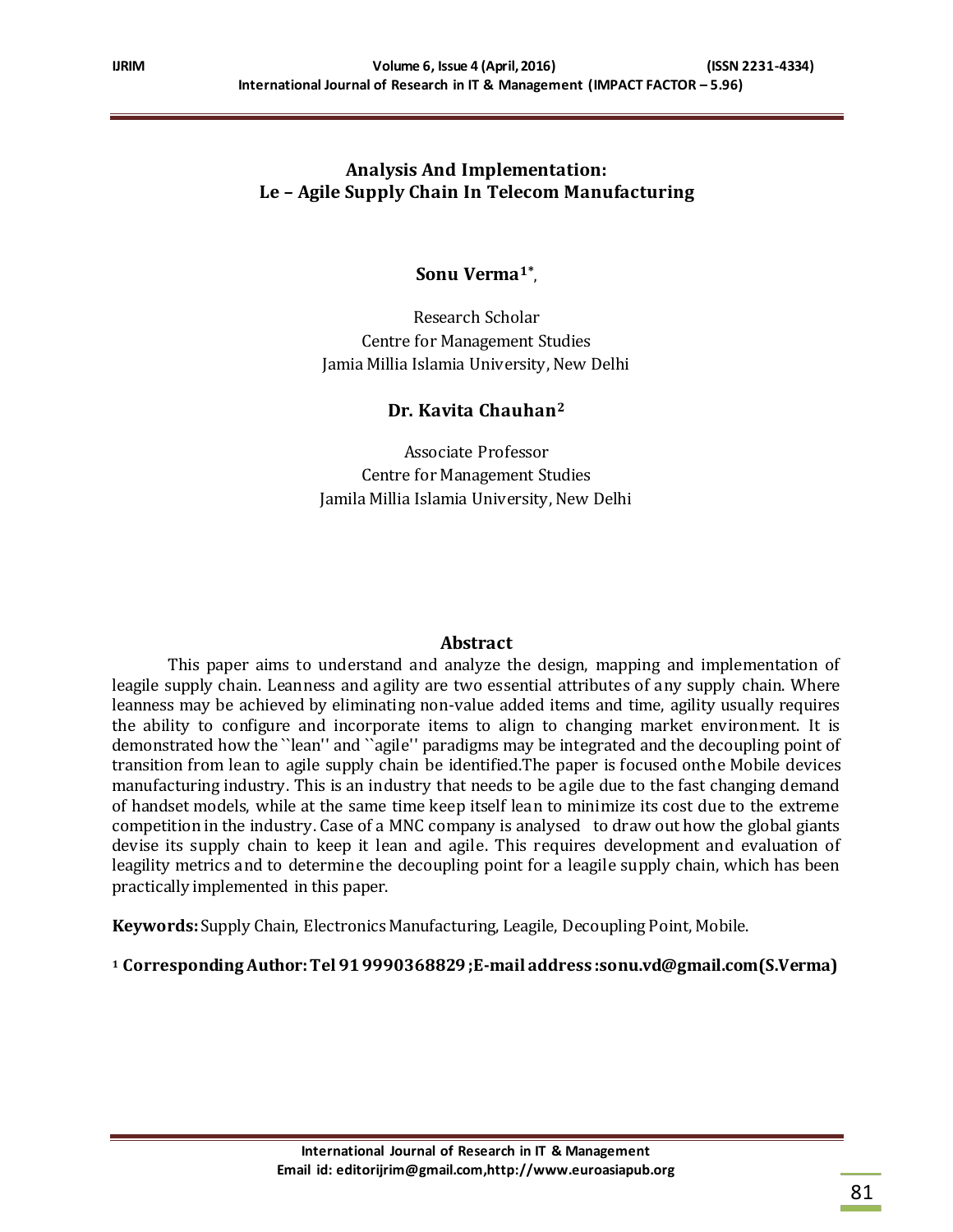# Analysis And Implementation: Le – Agile Supply Chain In Telecom Manufacturing

**Sonu Verma[1*]**,

Research Scholar
Centre for Management Studies
Jamia Millia Islamia University, New Delhi

**Dr. Kavita Chauhan[2]**

Associate Professor
Centre for Management Studies
Jamila Millia Islamia University, New Delhi

## Abstract

This paper aims to understand and analyze the design, mapping and implementation of leagile supply chain. Leanness and agility are two essential attributes of any supply chain. Where leanness may be achieved by eliminating non-value added items and time, agility usually requires the ability to configure and incorporate items to align to changing market environment. It is demonstrated how the ``lean'' and ``agile'' paradigms may be integrated and the decoupling point of transition from lean to agile supply chain be identified.The paper is focused onthe Mobile devices manufacturing industry. This is an industry that needs to be agile due to the fast changing demand of handset models, while at the same time keep itself lean to minimize its cost due to the extreme competition in the industry. Case of a MNC company is analysed to draw out how the global giants devise its supply chain to keep it lean and agile. This requires development and evaluation of leagility metrics and to determine the decoupling point for a leagile supply chain, which has been practically implemented in this paper.

**Keywords:** Supply Chain, Electronics Manufacturing, Leagile, Decoupling Point, Mobile.

[1] **Corresponding Author: Tel 91 9990368829 ;E-mail address :sonu.vd@gmail.com(S.Verma)**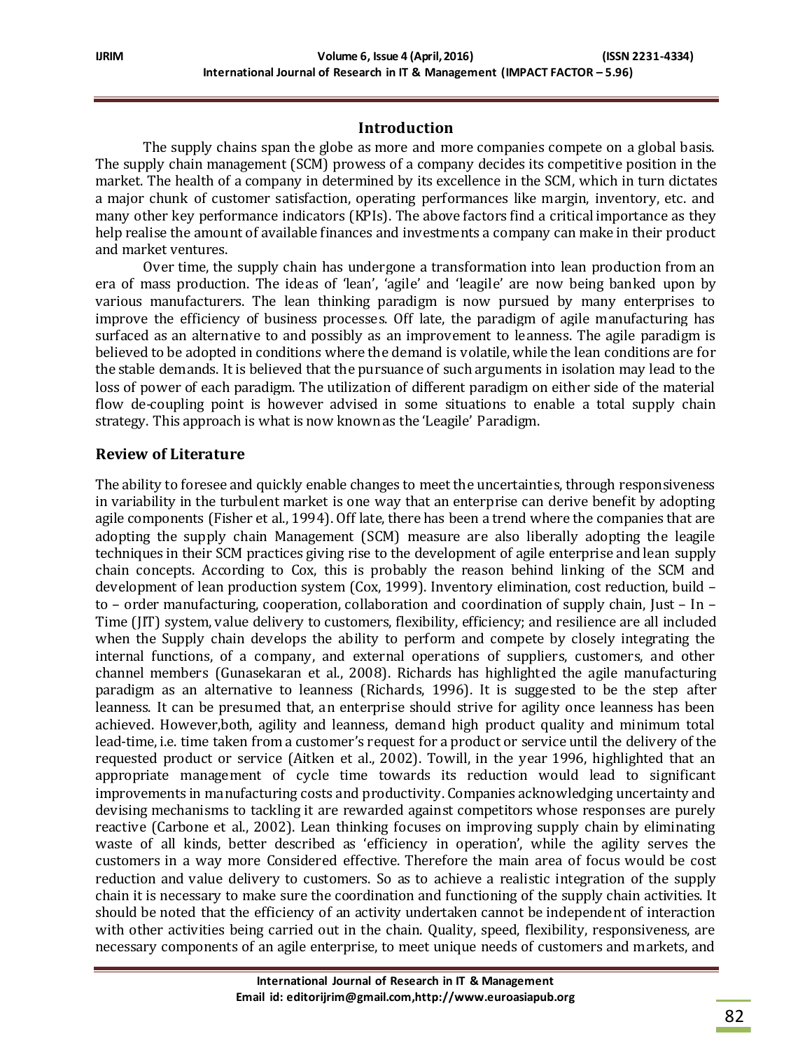## Introduction

The supply chains span the globe as more and more companies compete on a global basis. The supply chain management (SCM) prowess of a company decides its competitive position in the market. The health of a company in determined by its excellence in the SCM, which in turn dictates a major chunk of customer satisfaction, operating performances like margin, inventory, etc. and many other key performance indicators (KPIs). The above factors find a critical importance as they help realise the amount of available finances and investments a company can make in their product and market ventures.

Over time, the supply chain has undergone a transformation into lean production from an era of mass production. The ideas of 'lean', 'agile' and 'leagile' are now being banked upon by various manufacturers. The lean thinking paradigm is now pursued by many enterprises to improve the efficiency of business processes. Off late, the paradigm of agile manufacturing has surfaced as an alternative to and possibly as an improvement to leanness. The agile paradigm is believed to be adopted in conditions where the demand is volatile, while the lean conditions are for the stable demands. It is believed that the pursuance of such arguments in isolation may lead to the loss of power of each paradigm. The utilization of different paradigm on either side of the material flow de-coupling point is however advised in some situations to enable a total supply chain strategy. This approach is what is now known as the 'Leagile' Paradigm.

## Review of Literature

The ability to foresee and quickly enable changes to meet the uncertainties, through responsiveness in variability in the turbulent market is one way that an enterprise can derive benefit by adopting agile components (Fisher et al., 1994). Off late, there has been a trend where the companies that are adopting the supply chain Management (SCM) measure are also liberally adopting the leagile techniques in their SCM practices giving rise to the development of agile enterprise and lean supply chain concepts. According to Cox, this is probably the reason behind linking of the SCM and development of lean production system (Cox, 1999). Inventory elimination, cost reduction, build – to – order manufacturing, cooperation, collaboration and coordination of supply chain, Just – In – Time (JIT) system, value delivery to customers, flexibility, efficiency; and resilience are all included when the Supply chain develops the ability to perform and compete by closely integrating the internal functions, of a company, and external operations of suppliers, customers, and other channel members (Gunasekaran et al., 2008). Richards has highlighted the agile manufacturing paradigm as an alternative to leanness (Richards, 1996). It is suggested to be the step after leanness. It can be presumed that, an enterprise should strive for agility once leanness has been achieved. However,both, agility and leanness, demand high product quality and minimum total lead-time, i.e. time taken from a customer's request for a product or service until the delivery of the requested product or service (Aitken et al., 2002). Towill, in the year 1996, highlighted that an appropriate management of cycle time towards its reduction would lead to significant improvements in manufacturing costs and productivity. Companies acknowledging uncertainty and devising mechanisms to tackling it are rewarded against competitors whose responses are purely reactive (Carbone et al., 2002). Lean thinking focuses on improving supply chain by eliminating waste of all kinds, better described as 'efficiency in operation', while the agility serves the customers in a way more Considered effective. Therefore the main area of focus would be cost reduction and value delivery to customers. So as to achieve a realistic integration of the supply chain it is necessary to make sure the coordination and functioning of the supply chain activities. It should be noted that the efficiency of an activity undertaken cannot be independent of interaction with other activities being carried out in the chain. Quality, speed, flexibility, responsiveness, are necessary components of an agile enterprise, to meet unique needs of customers and markets, and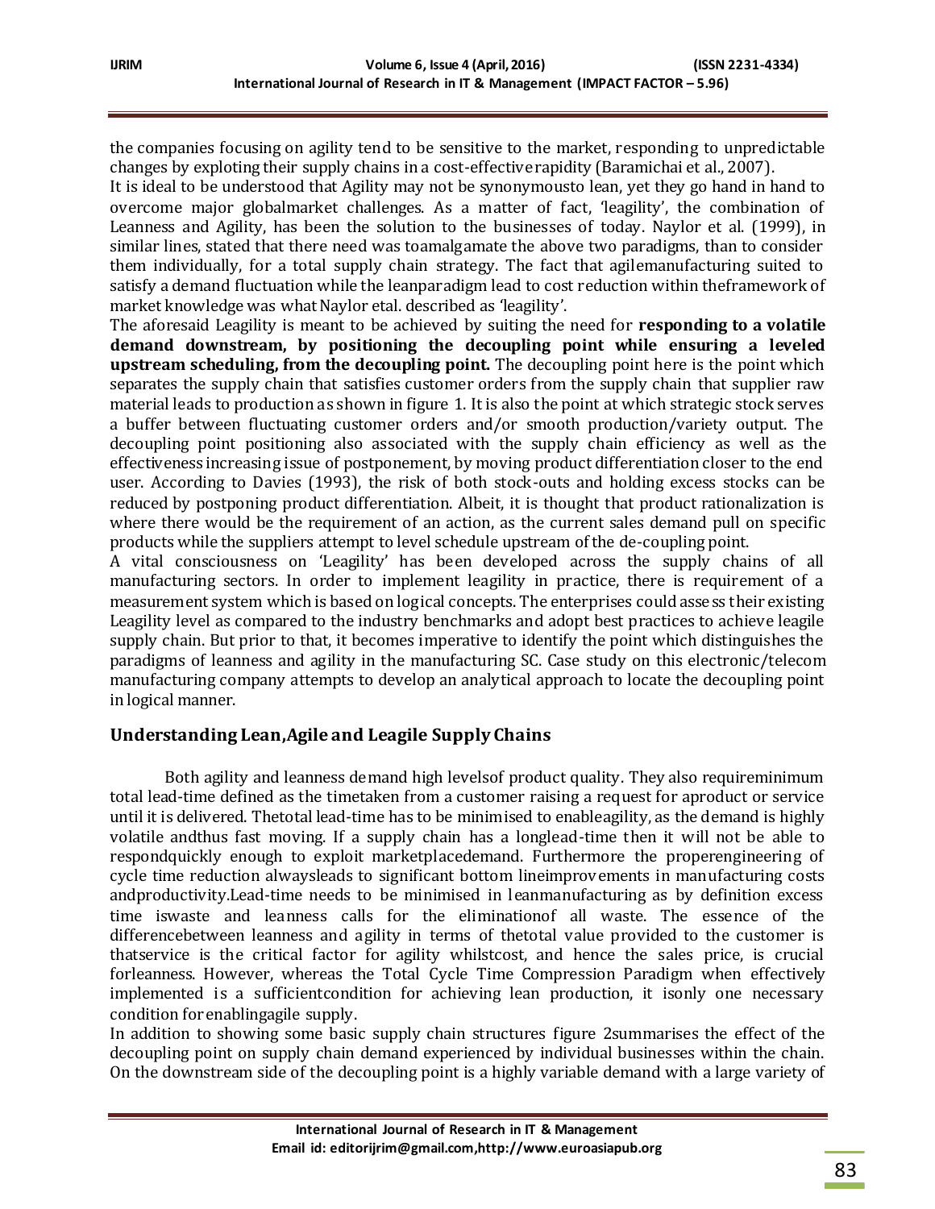the companies focusing on agility tend to be sensitive to the market, responding to unpredictable changes by exploting their supply chains in a cost-effective rapidity (Baramichai et al., 2007).

It is ideal to be understood that Agility may not be synonymousto lean, yet they go hand in hand to overcome major globalmarket challenges. As a matter of fact, 'leagility', the combination of Leanness and Agility, has been the solution to the businesses of today. Naylor et al. (1999), in similar lines, stated that there need was toamalgamate the above two paradigms, than to consider them individually, for a total supply chain strategy. The fact that agilemanufacturing suited to satisfy a demand fluctuation while the leanparadigm lead to cost reduction within theframework of market knowledge was what Naylor etal. described as 'leagility'.

The aforesaid Leagility is meant to be achieved by suiting the need for **responding to a volatile demand downstream, by positioning the decoupling point while ensuring a leveled upstream scheduling, from the decoupling point.** The decoupling point here is the point which separates the supply chain that satisfies customer orders from the supply chain that supplier raw material leads to production as shown in figure 1. It is also the point at which strategic stock serves a buffer between fluctuating customer orders and/or smooth production/variety output. The decoupling point positioning also associated with the supply chain efficiency as well as the effectiveness increasing issue of postponement, by moving product differentiation closer to the end user. According to Davies (1993), the risk of both stock-outs and holding excess stocks can be reduced by postponing product differentiation. Albeit, it is thought that product rationalization is where there would be the requirement of an action, as the current sales demand pull on specific products while the suppliers attempt to level schedule upstream of the de-coupling point.

A vital consciousness on 'Leagility' has been developed across the supply chains of all manufacturing sectors. In order to implement leagility in practice, there is requirement of a measurement system which is based on logical concepts. The enterprises could asse ss their existing Leagility level as compared to the industry benchmarks and adopt best practices to achieve leagile supply chain. But prior to that, it becomes imperative to identify the point which distinguishes the paradigms of leanness and agility in the manufacturing SC. Case study on this electronic/telecom manufacturing company attempts to develop an analytical approach to locate the decoupling point in logical manner.

## Understanding Lean,Agile and Leagile Supply Chains

Both agility and leanness demand high levelsof product quality. They also requireminimum total lead-time defined as the timetaken from a customer raising a request for aproduct or service until it is delivered. Thetotal lead-time has to be minimised to enableagility, as the demand is highly volatile andthus fast moving. If a supply chain has a longlead-time then it will not be able to respondquickly enough to exploit marketplacedemand. Furthermore the properengineering of cycle time reduction alwaysleads to significant bottom lineimprovements in manufacturing costs andproductivity.Lead-time needs to be minimised in leanmanufacturing as by definition excess time iswaste and leanness calls for the eliminationof all waste. The essence of the differencebetween leanness and agility in terms of thetotal value provided to the customer is thatservice is the critical factor for agility whilstcost, and hence the sales price, is crucial forleanness. However, whereas the Total Cycle Time Compression Paradigm when effectively implemented is a sufficientcondition for achieving lean production, it isonly one necessary condition forenablingagile supply.

In addition to showing some basic supply chain structures figure 2summarises the effect of the decoupling point on supply chain demand experienced by individual businesses within the chain. On the downstream side of the decoupling point is a highly variable demand with a large variety of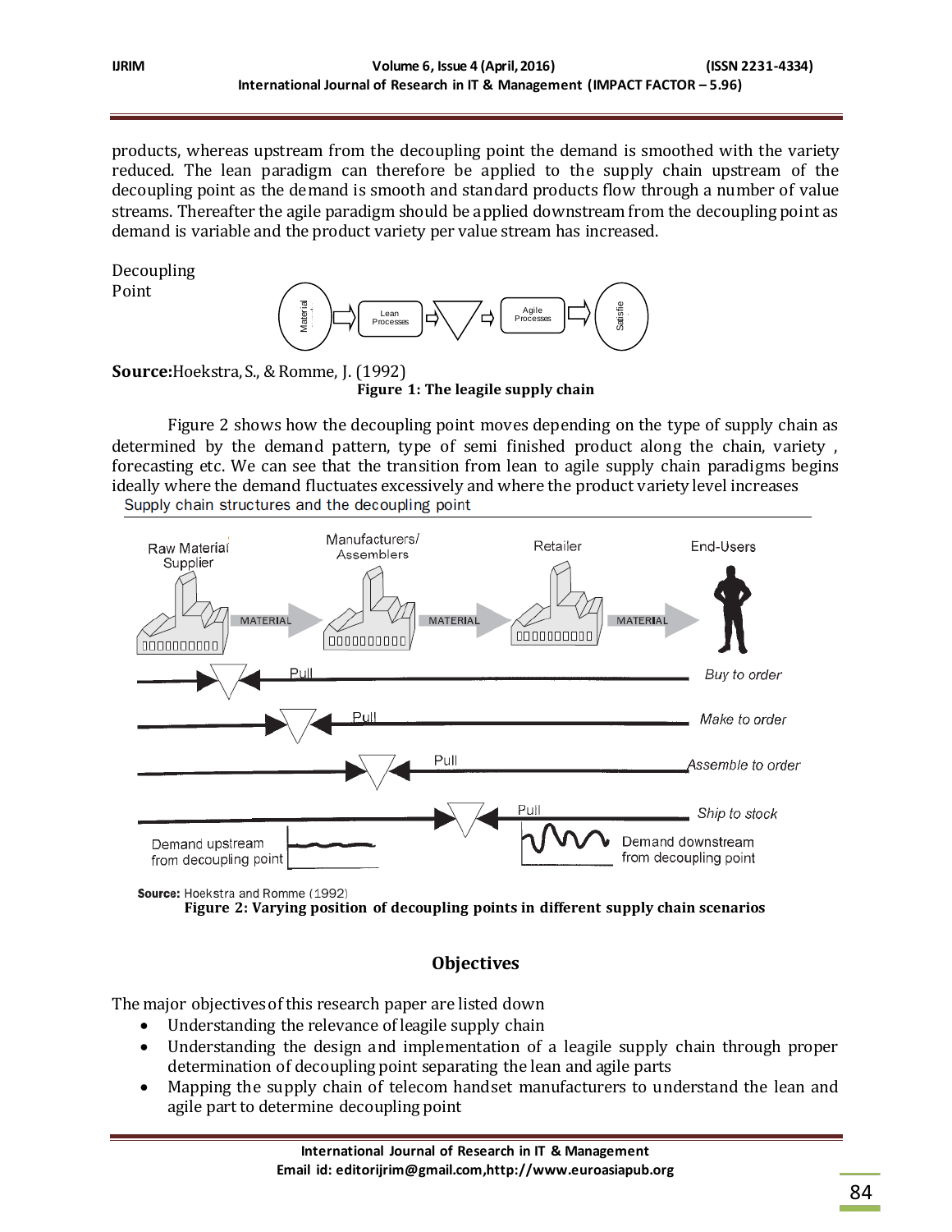products, whereas upstream from the decoupling point the demand is smoothed with the variety reduced. The lean paradigm can therefore be applied to the supply chain upstream of the decoupling point as the demand is smooth and standard products flow through a number of value streams. Thereafter the agile paradigm should be applied downstream from the decoupling point as demand is variable and the product variety per value stream has increased.

Decoupling Point

Material → Lean Processes → ▽ → Agile Processes → Satisfie

**Source:** Hoekstra, S., & Romme, J. (1992)

**Figure 1: The leagile supply chain**

Figure 2 shows how the decoupling point moves depending on the type of supply chain as determined by the demand pattern, type of semi finished product along the chain, variety , forecasting etc. We can see that the transition from lean to agile supply chain paradigms begins ideally where the demand fluctuates excessively and where the product variety level increases

Supply chain structures and the decoupling point

Raw Material Supplier — MATERIAL → Manufacturers/ Assemblers — MATERIAL → Retailer — MATERIAL → End-Users

Pull — *Buy to order*

Pull — *Make to order*

Pull — *Assemble to order*

Pull — *Ship to stock*

Demand upstream from decoupling point

Demand downstream from decoupling point

**Source:** Hoekstra and Romme (1992)

**Figure 2: Varying position of decoupling points in different supply chain scenarios**

## Objectives

The major objectives of this research paper are listed down

- Understanding the relevance of leagile supply chain
- Understanding the design and implementation of a leagile supply chain through proper determination of decoupling point separating the lean and agile parts
- Mapping the supply chain of telecom handset manufacturers to understand the lean and agile part to determine decoupling point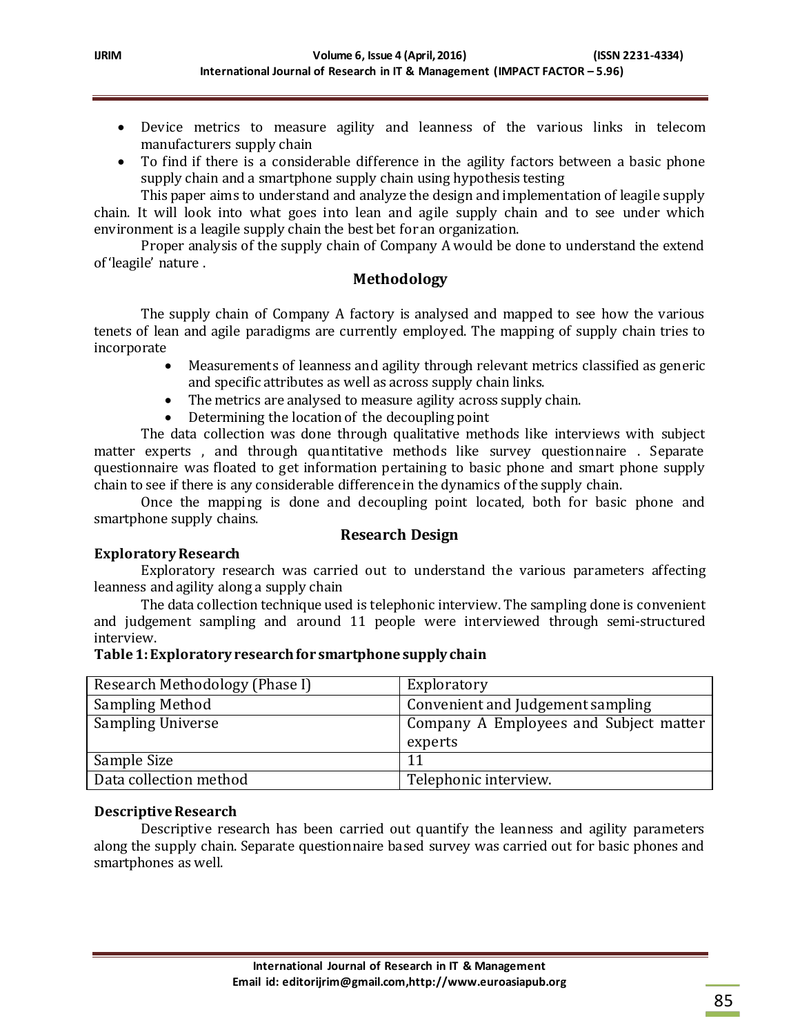- Device metrics to measure agility and leanness of the various links in telecom manufacturers supply chain
- To find if there is a considerable difference in the agility factors between a basic phone supply chain and a smartphone supply chain using hypothesis testing

This paper aims to understand and analyze the design and implementation of leagile supply chain. It will look into what goes into lean and agile supply chain and to see under which environment is a leagile supply chain the best bet for an organization.

Proper analysis of the supply chain of Company A would be done to understand the extend of 'leagile' nature .

## Methodology

The supply chain of Company A factory is analysed and mapped to see how the various tenets of lean and agile paradigms are currently employed. The mapping of supply chain tries to incorporate

- Measurements of leanness and agility through relevant metrics classified as generic and specific attributes as well as across supply chain links.
- The metrics are analysed to measure agility across supply chain.
- Determining the location of the decoupling point

The data collection was done through qualitative methods like interviews with subject matter experts , and through quantitative methods like survey questionnaire . Separate questionnaire was floated to get information pertaining to basic phone and smart phone supply chain to see if there is any considerable difference in the dynamics of the supply chain.

Once the mapping is done and decoupling point located, both for basic phone and smartphone supply chains.

## Research Design

### Exploratory Research

Exploratory research was carried out to understand the various parameters affecting leanness and agility along a supply chain

The data collection technique used is telephonic interview. The sampling done is convenient and judgement sampling and around 11 people were interviewed through semi-structured interview.

**Table 1: Exploratory research for smartphone supply chain**

| Research Methodology (Phase I) | Exploratory |
|---|---|
| Sampling Method | Convenient and Judgement sampling |
| Sampling Universe | Company A Employees and Subject matter experts |
| Sample Size | 11 |
| Data collection method | Telephonic interview. |

### Descriptive Research

Descriptive research has been carried out quantify the leanness and agility parameters along the supply chain. Separate questionnaire based survey was carried out for basic phones and smartphones as well.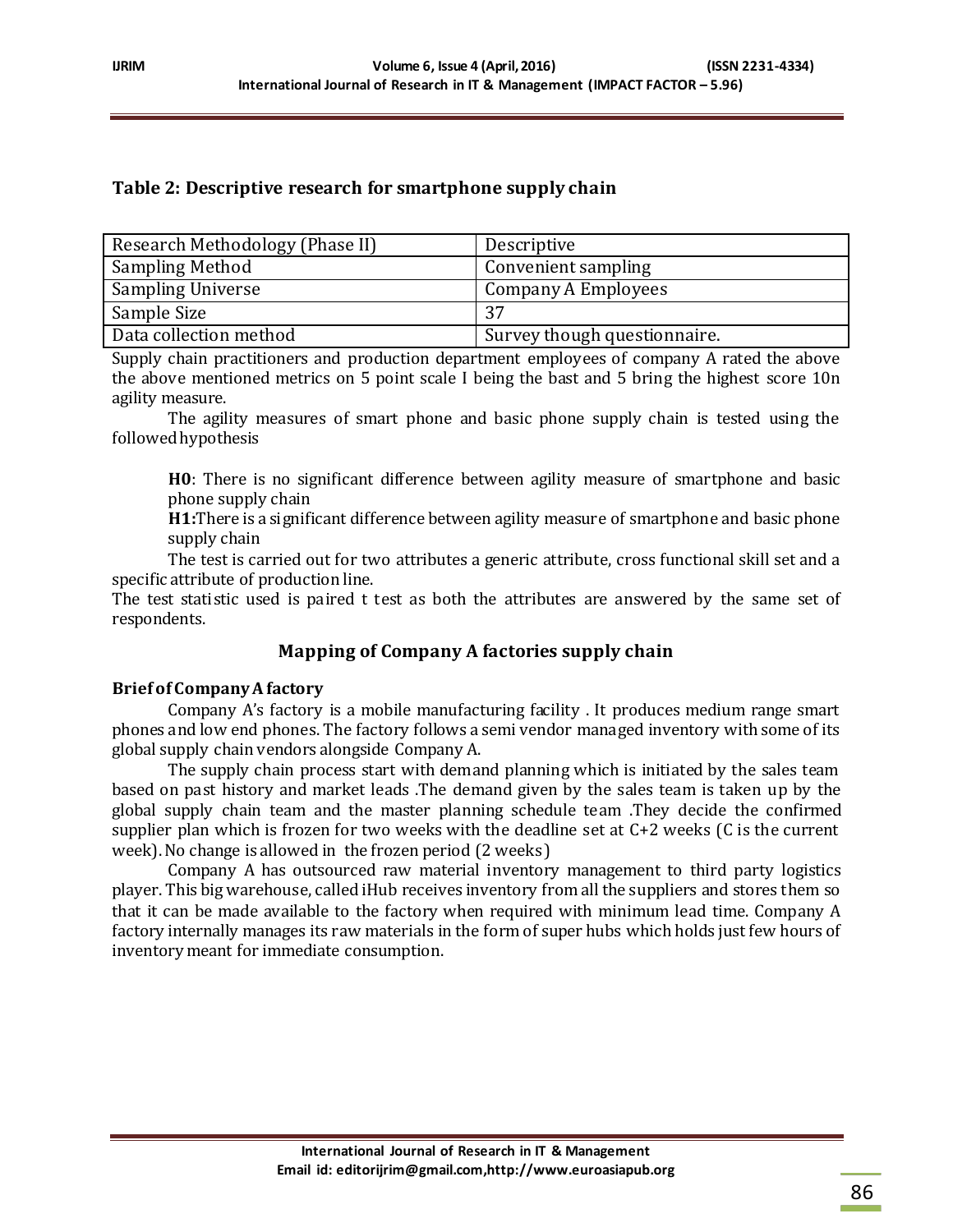**Table 2: Descriptive research for smartphone supply chain**

| Research Methodology (Phase II) | Descriptive |
|---|---|
| Sampling Method | Convenient sampling |
| Sampling Universe | Company A Employees |
| Sample Size | 37 |
| Data collection method | Survey though questionnaire. |

Supply chain practitioners and production department employees of company A rated the above the above mentioned metrics on 5 point scale I being the bast and 5 bring the highest score 10n agility measure.

The agility measures of smart phone and basic phone supply chain is tested using the followed hypothesis

> **H0**: There is no significant difference between agility measure of smartphone and basic phone supply chain
>
> **H1:**There is a significant difference between agility measure of smartphone and basic phone supply chain

The test is carried out for two attributes a generic attribute, cross functional skill set and a specific attribute of production line.

The test statistic used is paired t test as both the attributes are answered by the same set of respondents.

## Mapping of Company A factories supply chain

### Brief of Company A factory

Company A's factory is a mobile manufacturing facility . It produces medium range smart phones and low end phones. The factory follows a semi vendor managed inventory with some of its global supply chain vendors alongside Company A.

The supply chain process start with demand planning which is initiated by the sales team based on past history and market leads .The demand given by the sales team is taken up by the global supply chain team and the master planning schedule team .They decide the confirmed supplier plan which is frozen for two weeks with the deadline set at C+2 weeks (C is the current week). No change is allowed in the frozen period (2 weeks)

Company A has outsourced raw material inventory management to third party logistics player. This big warehouse, called iHub receives inventory from all the suppliers and stores them so that it can be made available to the factory when required with minimum lead time. Company A factory internally manages its raw materials in the form of super hubs which holds just few hours of inventory meant for immediate consumption.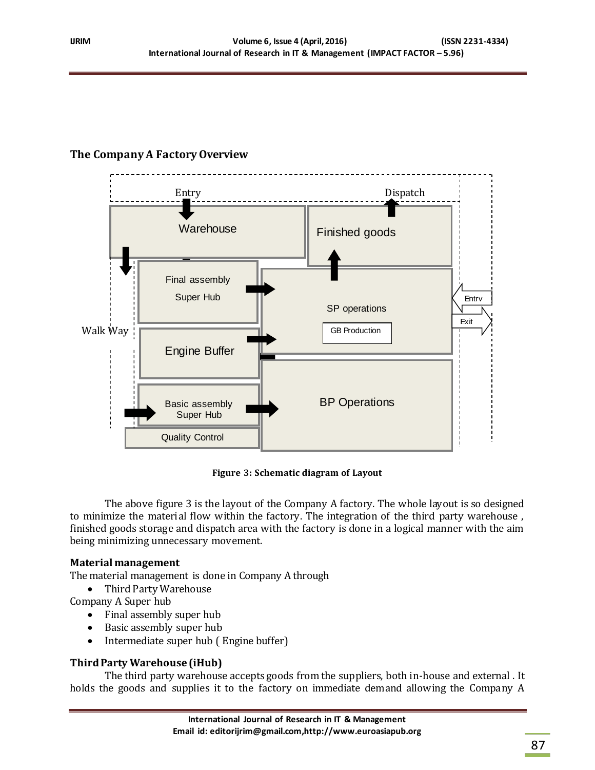## The Company A Factory Overview

Figure 3: Schematic diagram of Layout

The above figure 3 is the layout of the Company A factory. The whole layout is so designed to minimize the material flow within the factory. The integration of the third party warehouse , finished goods storage and dispatch area with the factory is done in a logical manner with the aim being minimizing unnecessary movement.

### Material management

The material management is done in Company A through

- Third Party Warehouse

Company A Super hub

- Final assembly super hub
- Basic assembly super hub
- Intermediate super hub ( Engine buffer)

### Third Party Warehouse (iHub)

The third party warehouse accepts goods from the suppliers, both in-house and external . It holds the goods and supplies it to the factory on immediate demand allowing the Company A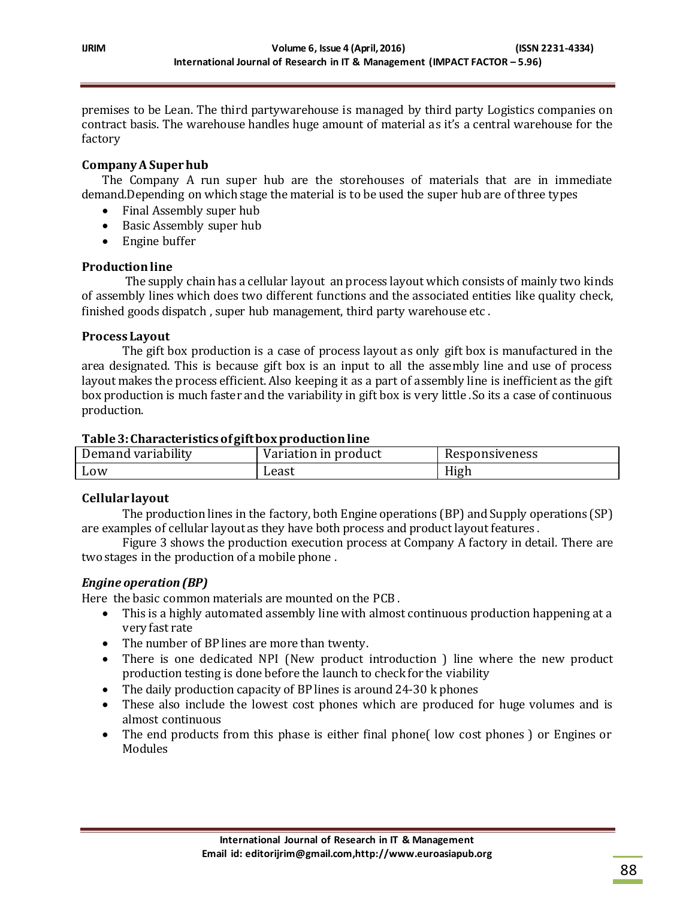premises to be Lean. The third partywarehouse is managed by third party Logistics companies on contract basis. The warehouse handles huge amount of material as it's a central warehouse for the factory

### Company A Super hub

The Company A run super hub are the storehouses of materials that are in immediate demand.Depending on which stage the material is to be used the super hub are of three types

- Final Assembly super hub
- Basic Assembly super hub
- Engine buffer

### Production line

The supply chain has a cellular layout an process layout which consists of mainly two kinds of assembly lines which does two different functions and the associated entities like quality check, finished goods dispatch , super hub management, third party warehouse etc .

### Process Layout

The gift box production is a case of process layout as only gift box is manufactured in the area designated. This is because gift box is an input to all the assembly line and use of process layout makes the process efficient. Also keeping it as a part of assembly line is inefficient as the gift box production is much faster and the variability in gift box is very little .So its a case of continuous production.

**Table 3: Characteristics of gift box production line**

| Demand variability | Variation in product | Responsiveness |
| --- | --- | --- |
| Low | Least | High |

### Cellular layout

The production lines in the factory, both Engine operations (BP) and Supply operations (SP) are examples of cellular layout as they have both process and product layout features .

Figure 3 shows the production execution process at Company A factory in detail. There are two stages in the production of a mobile phone .

### *Engine operation (BP)*

Here the basic common materials are mounted on the PCB .

- This is a highly automated assembly line with almost continuous production happening at a very fast rate
- The number of BP lines are more than twenty.
- There is one dedicated NPI (New product introduction ) line where the new product production testing is done before the launch to check for the viability
- The daily production capacity of BP lines is around 24-30 k phones
- These also include the lowest cost phones which are produced for huge volumes and is almost continuous
- The end products from this phase is either final phone( low cost phones ) or Engines or Modules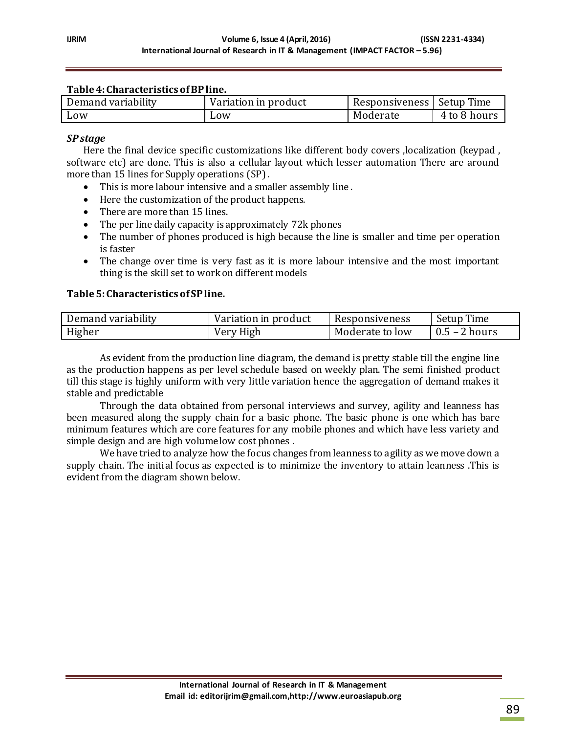**Table 4: Characteristics of BP line.**

| Demand variability | Variation in product | Responsiveness | Setup Time |
|---|---|---|---|
| Low | Low | Moderate | 4 to 8 hours |

***SP stage***

Here the final device specific customizations like different body covers ,localization (keypad , software etc) are done. This is also a cellular layout which lesser automation There are around more than 15 lines for Supply operations (SP) .

- This is more labour intensive and a smaller assembly line .
- Here the customization of the product happens.
- There are more than 15 lines.
- The per line daily capacity is approximately 72k phones
- The number of phones produced is high because the line is smaller and time per operation is faster
- The change over time is very fast as it is more labour intensive and the most important thing is the skill set to work on different models

**Table 5: Characteristics of SP line.**

| Demand variability | Variation in product | Responsiveness | Setup Time |
|---|---|---|---|
| Higher | Very High | Moderate to low | 0.5 – 2 hours |

As evident from the production line diagram, the demand is pretty stable till the engine line as the production happens as per level schedule based on weekly plan. The semi finished product till this stage is highly uniform with very little variation hence the aggregation of demand makes it stable and predictable

Through the data obtained from personal interviews and survey, agility and leanness has been measured along the supply chain for a basic phone. The basic phone is one which has bare minimum features which are core features for any mobile phones and which have less variety and simple design and are high volume low cost phones .

We have tried to analyze how the focus changes from leanness to agility as we move down a supply chain. The initial focus as expected is to minimize the inventory to attain leanness .This is evident from the diagram shown below.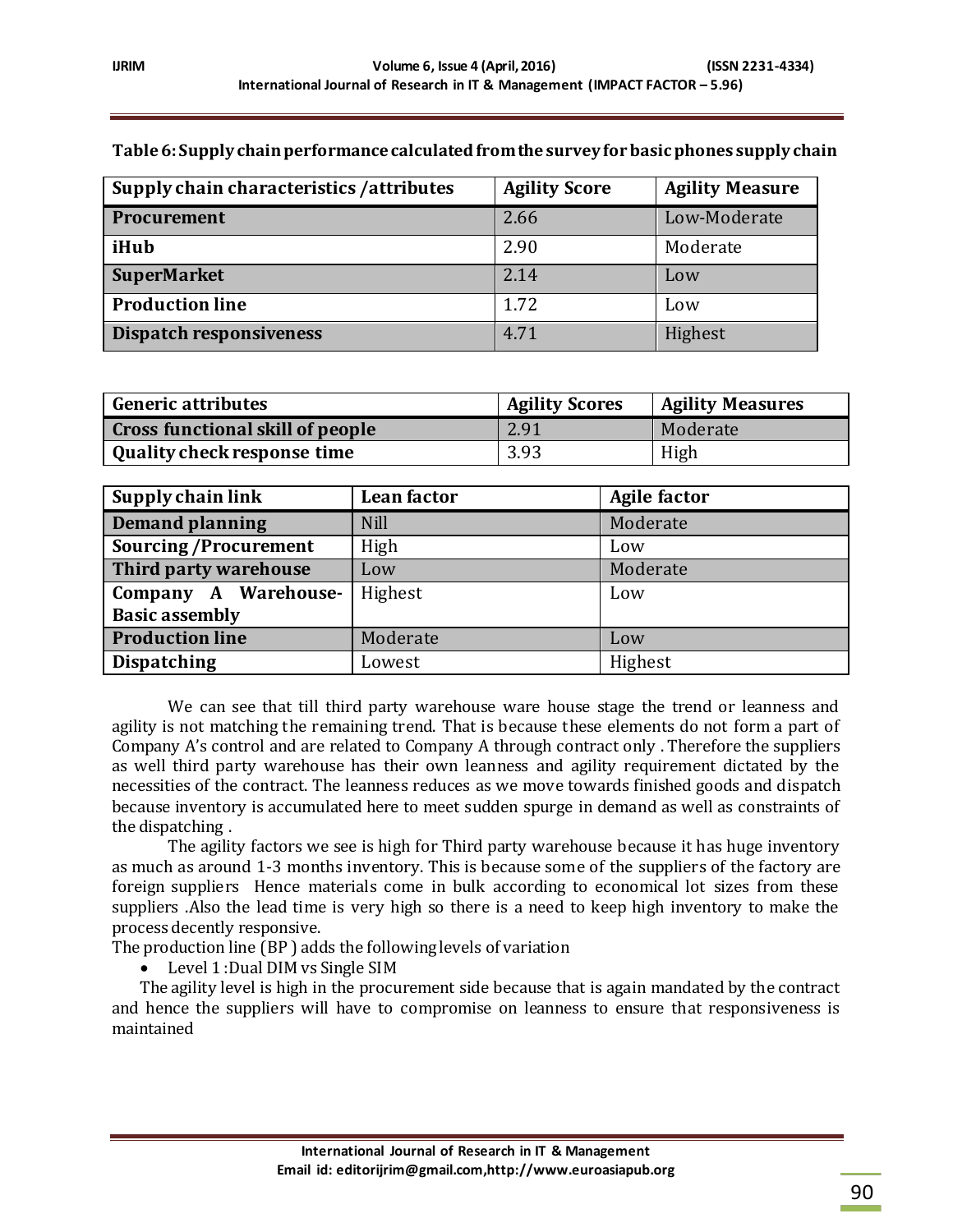**Table 6: Supply chain performance calculated from the survey for basic phones supply chain**

| Supply chain characteristics /attributes | Agility Score | Agility Measure |
|---|---|---|
| **Procurement** | 2.66 | Low-Moderate |
| **iHub** | 2.90 | Moderate |
| **SuperMarket** | 2.14 | Low |
| **Production line** | 1.72 | Low |
| **Dispatch responsiveness** | 4.71 | Highest |

| Generic attributes | Agility Scores | Agility Measures |
|---|---|---|
| **Cross functional skill of people** | 2.91 | Moderate |
| **Quality check response time** | 3.93 | High |

| Supply chain link | Lean factor | Agile factor |
|---|---|---|
| **Demand planning** | Nill | Moderate |
| **Sourcing /Procurement** | High | Low |
| **Third party warehouse** | Low | Moderate |
| **Company A Warehouse-Basic assembly** | Highest | Low |
| **Production line** | Moderate | Low |
| **Dispatching** | Lowest | Highest |

We can see that till third party warehouse ware house stage the trend or leanness and agility is not matching the remaining trend. That is because these elements do not form a part of Company A's control and are related to Company A through contract only . Therefore the suppliers as well third party warehouse has their own leanness and agility requirement dictated by the necessities of the contract. The leanness reduces as we move towards finished goods and dispatch because inventory is accumulated here to meet sudden spurge in demand as well as constraints of the dispatching .

The agility factors we see is high for Third party warehouse because it has huge inventory as much as around 1-3 months inventory. This is because some of the suppliers of the factory are foreign suppliers Hence materials come in bulk according to economical lot sizes from these suppliers .Also the lead time is very high so there is a need to keep high inventory to make the process decently responsive.

The production line (BP ) adds the following levels of variation

- Level 1 :Dual DIM vs Single SIM

The agility level is high in the procurement side because that is again mandated by the contract and hence the suppliers will have to compromise on leanness to ensure that responsiveness is maintained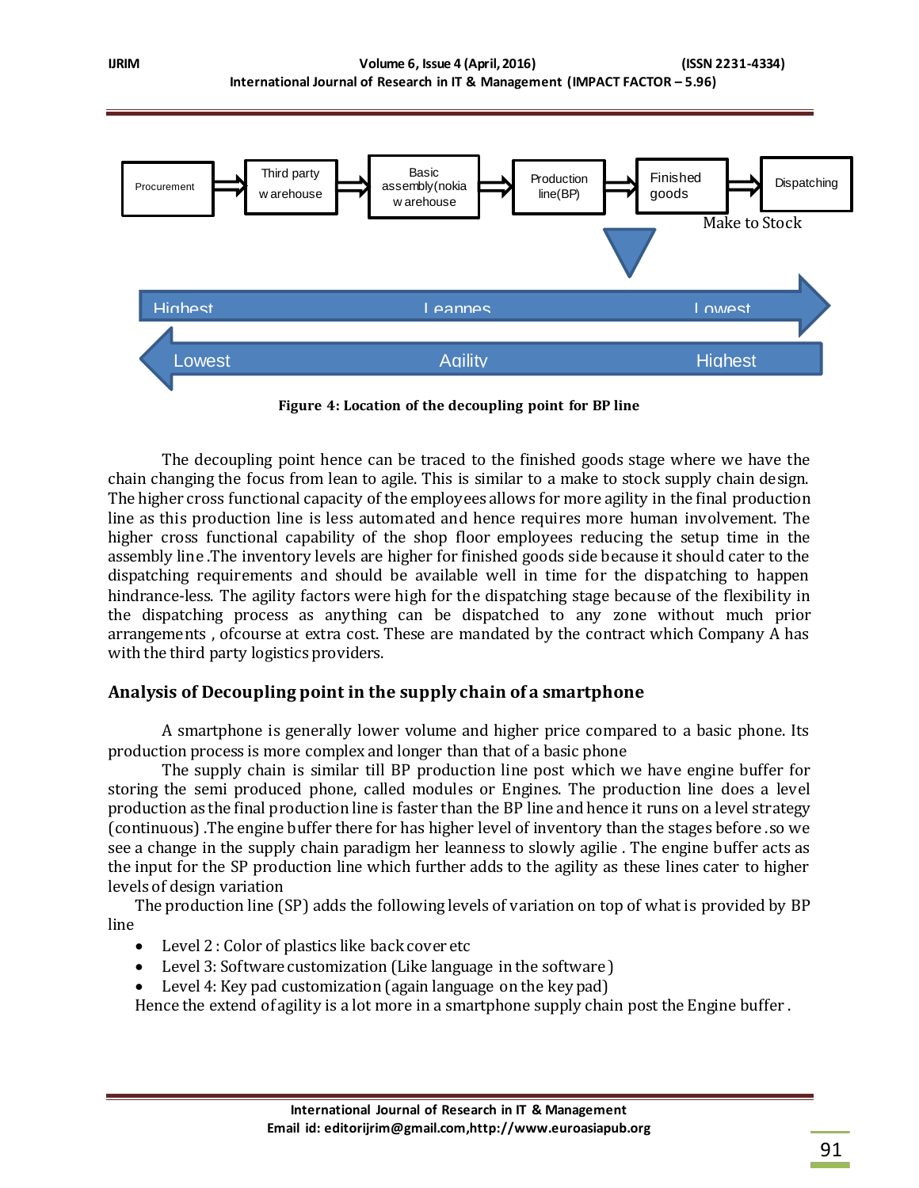Procurement → Third party warehouse → Basic assembly(nokia warehouse → Production line(BP) → Finished goods → Dispatching

Make to Stock

Highest — Leannes — Lowest

Lowest — Agility — Highest

**Figure 4: Location of the decoupling point for BP line**

The decoupling point hence can be traced to the finished goods stage where we have the chain changing the focus from lean to agile. This is similar to a make to stock supply chain design. The higher cross functional capacity of the employees allows for more agility in the final production line as this production line is less automated and hence requires more human involvement. The higher cross functional capability of the shop floor employees reducing the setup time in the assembly line .The inventory levels are higher for finished goods side because it should cater to the dispatching requirements and should be available well in time for the dispatching to happen hindrance-less. The agility factors were high for the dispatching stage because of the flexibility in the dispatching process as anything can be dispatched to any zone without much prior arrangements , ofcourse at extra cost. These are mandated by the contract which Company A has with the third party logistics providers.

## Analysis of Decoupling point in the supply chain of a smartphone

A smartphone is generally lower volume and higher price compared to a basic phone. Its production process is more complex and longer than that of a basic phone

The supply chain is similar till BP production line post which we have engine buffer for storing the semi produced phone, called modules or Engines. The production line does a level production as the final production line is faster than the BP line and hence it runs on a level strategy (continuous) .The engine buffer there for has higher level of inventory than the stages before .so we see a change in the supply chain paradigm her leanness to slowly agilie . The engine buffer acts as the input for the SP production line which further adds to the agility as these lines cater to higher levels of design variation

The production line (SP) adds the following levels of variation on top of what is provided by BP line

- Level 2 : Color of plastics like back cover etc
- Level 3: Software customization (Like language in the software)
- Level 4: Key pad customization (again language on the key pad)

Hence the extend of agility is a lot more in a smartphone supply chain post the Engine buffer .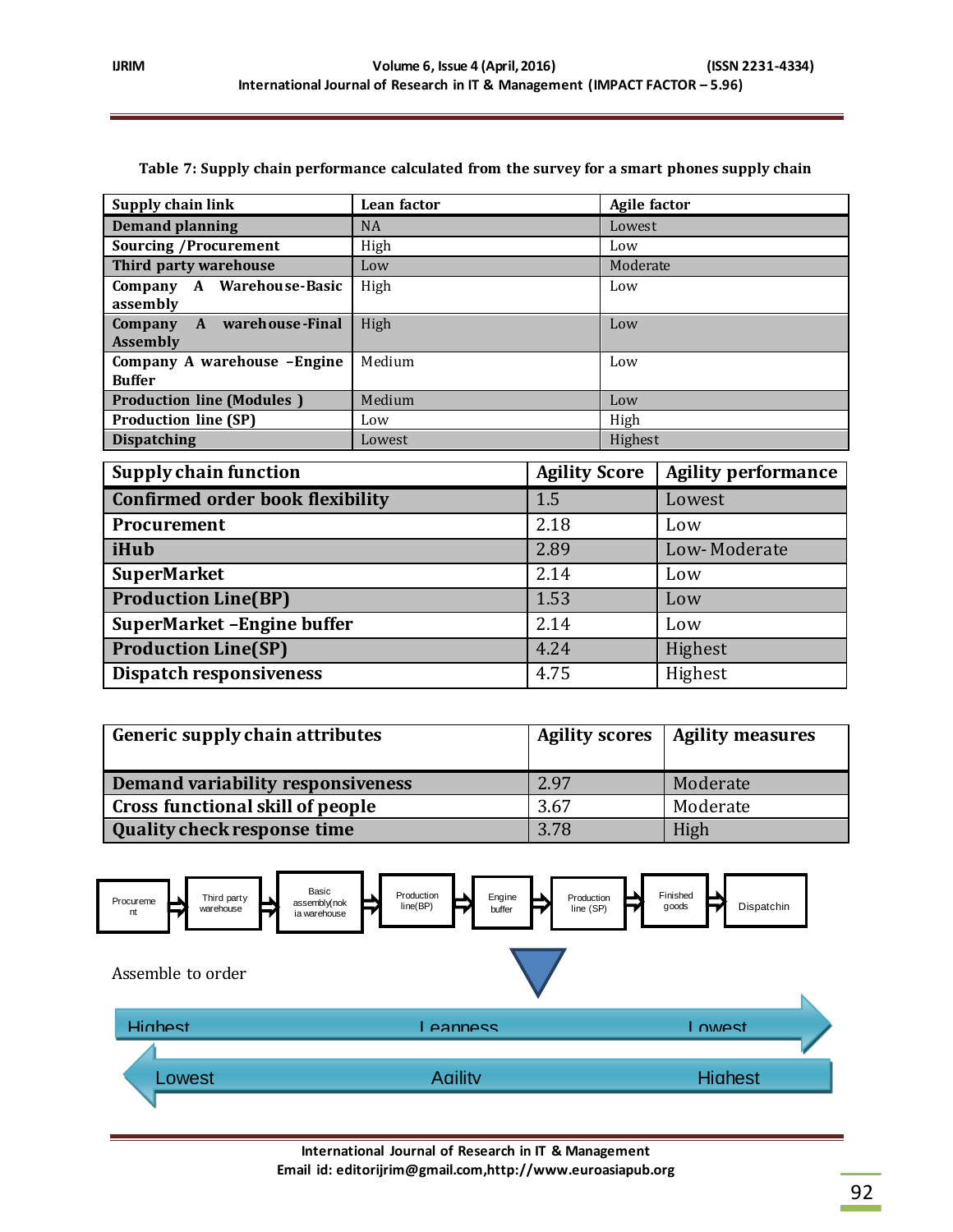**Table 7: Supply chain performance calculated from the survey for a smart phones supply chain**

| Supply chain link | Lean factor | Agile factor |
|---|---|---|
| Demand planning | NA | Lowest |
| Sourcing /Procurement | High | Low |
| Third party warehouse | Low | Moderate |
| Company A Warehouse-Basic assembly | High | Low |
| Company A warehouse-Final Assembly | High | Low |
| Company A warehouse –Engine Buffer | Medium | Low |
| Production line (Modules ) | Medium | Low |
| Production line (SP) | Low | High |
| Dispatching | Lowest | Highest |

| Supply chain function | Agility Score | Agility performance |
|---|---|---|
| Confirmed order book flexibility | 1.5 | Lowest |
| Procurement | 2.18 | Low |
| iHub | 2.89 | Low- Moderate |
| SuperMarket | 2.14 | Low |
| Production Line(BP) | 1.53 | Low |
| SuperMarket –Engine buffer | 2.14 | Low |
| Production Line(SP) | 4.24 | Highest |
| Dispatch responsiveness | 4.75 | Highest |

| Generic supply chain attributes | Agility scores | Agility measures |
|---|---|---|
| Demand variability responsiveness | 2.97 | Moderate |
| Cross functional skill of people | 3.67 | Moderate |
| Quality check response time | 3.78 | High |

Procurement ⇒ Third party warehouse ⇒ Basic assembly(nokia warehouse ⇒ Production line(BP) ⇒ Engine buffer ⇒ Production line (SP) ⇒ Finished goods ⇒ Dispatching

Assemble to order

Highest — Leanness — Lowest

Lowest — Agility — Highest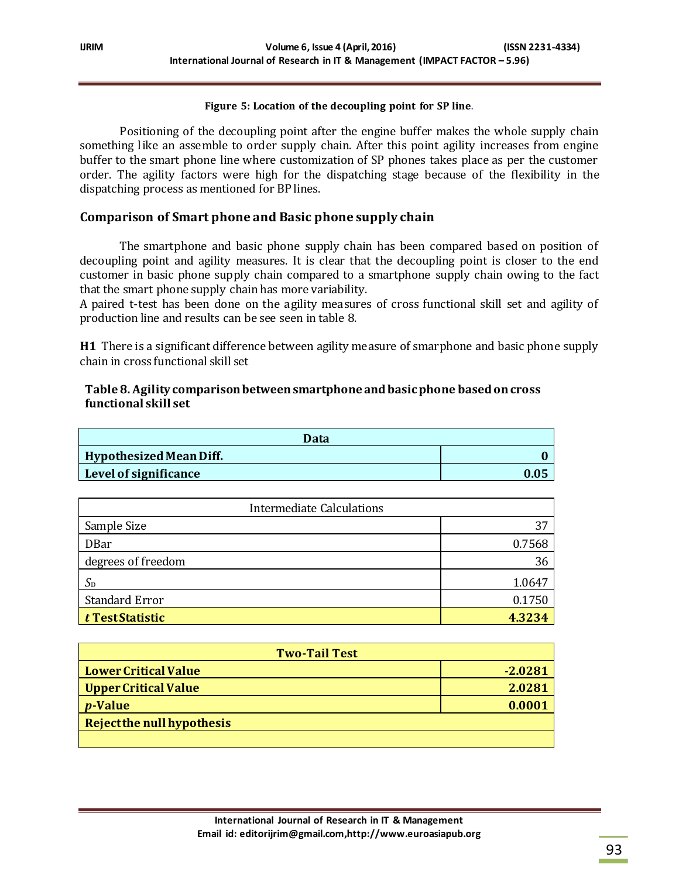**Figure 5: Location of the decoupling point for SP line.**

Positioning of the decoupling point after the engine buffer makes the whole supply chain something like an assemble to order supply chain. After this point agility increases from engine buffer to the smart phone line where customization of SP phones takes place as per the customer order. The agility factors were high for the dispatching stage because of the flexibility in the dispatching process as mentioned for BP lines.

## Comparison of Smart phone and Basic phone supply chain

The smartphone and basic phone supply chain has been compared based on position of decoupling point and agility measures. It is clear that the decoupling point is closer to the end customer in basic phone supply chain compared to a smartphone supply chain owing to the fact that the smart phone supply chain has more variability.

A paired t-test has been done on the agility measures of cross functional skill set and agility of production line and results can be see seen in table 8.

**H1** There is a significant difference between agility measure of smarphone and basic phone supply chain in cross functional skill set

**Table 8. Agility comparison between smartphone and basic phone based on cross functional skill set**

| **Data** | |
|---|---|
| **Hypothesized Mean Diff.** | **0** |
| **Level of significance** | **0.05** |

| Intermediate Calculations | |
|---|---|
| Sample Size | 37 |
| DBar | 0.7568 |
| degrees of freedom | 36 |
| $S_D$ | 1.0647 |
| Standard Error | 0.1750 |
| ***t* Test Statistic** | **4.3234** |

| **Two-Tail Test** | |
|---|---|
| **Lower Critical Value** | **-2.0281** |
| **Upper Critical Value** | **2.0281** |
| ***p*-Value** | **0.0001** |
| **Reject the null hypothesis** | |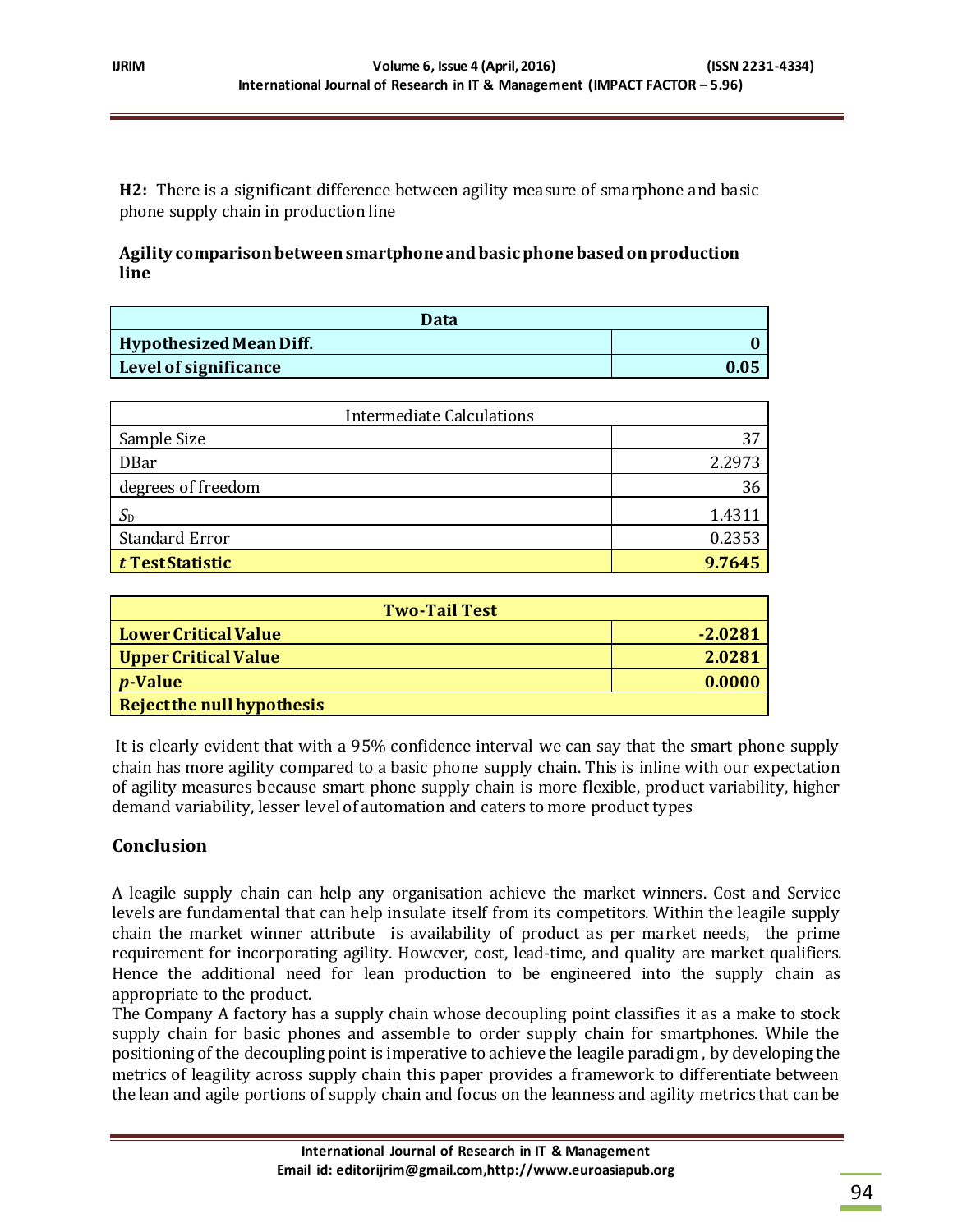**H2:** There is a significant difference between agility measure of smarphone and basic phone supply chain in production line

**Agility comparison between smartphone and basic phone based on production line**

| Data | |
|---|---|
| **Hypothesized Mean Diff.** | **0** |
| **Level of significance** | **0.05** |

| Intermediate Calculations | |
|---|---|
| Sample Size | 37 |
| DBar | 2.2973 |
| degrees of freedom | 36 |
| $S_D$ | 1.4311 |
| Standard Error | 0.2353 |
| ***t* Test Statistic** | **9.7645** |

| Two-Tail Test | |
|---|---|
| **Lower Critical Value** | **-2.0281** |
| **Upper Critical Value** | **2.0281** |
| ***p*-Value** | **0.0000** |
| **Reject the null hypothesis** | |

It is clearly evident that with a 95% confidence interval we can say that the smart phone supply chain has more agility compared to a basic phone supply chain. This is inline with our expectation of agility measures because smart phone supply chain is more flexible, product variability, higher demand variability, lesser level of automation and caters to more product types

## Conclusion

A leagile supply chain can help any organisation achieve the market winners. Cost and Service levels are fundamental that can help insulate itself from its competitors. Within the leagile supply chain the market winner attribute is availability of product as per market needs, the prime requirement for incorporating agility. However, cost, lead-time, and quality are market qualifiers. Hence the additional need for lean production to be engineered into the supply chain as appropriate to the product.

The Company A factory has a supply chain whose decoupling point classifies it as a make to stock supply chain for basic phones and assemble to order supply chain for smartphones. While the positioning of the decoupling point is imperative to achieve the leagile paradigm, by developing the metrics of leagility across supply chain this paper provides a framework to differentiate between the lean and agile portions of supply chain and focus on the leanness and agility metrics that can be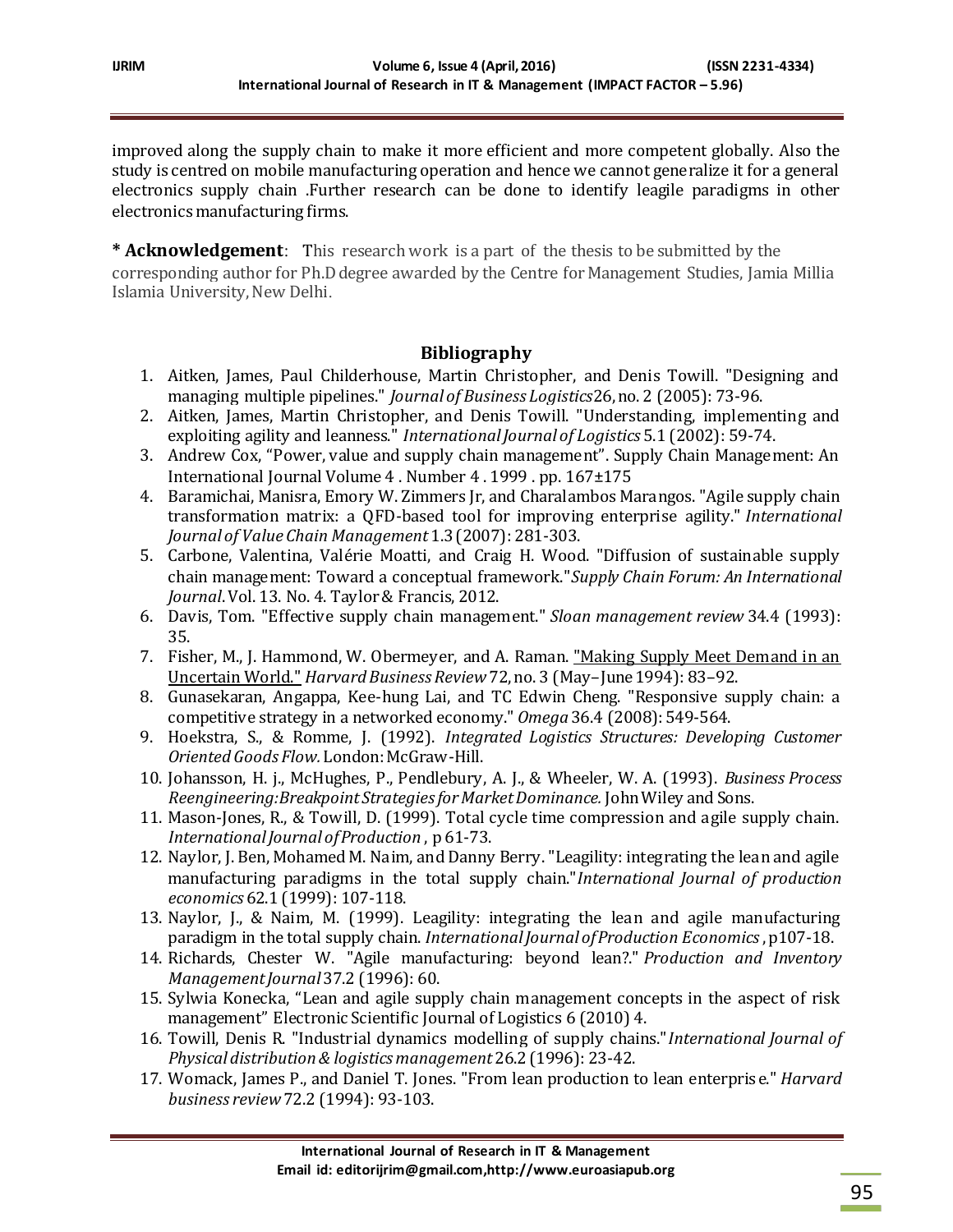improved along the supply chain to make it more efficient and more competent globally. Also the study is centred on mobile manufacturing operation and hence we cannot generalize it for a general electronics supply chain .Further research can be done to identify leagile paradigms in other electronics manufacturing firms.

**\* Acknowledgement**: This research work is a part of the thesis to be submitted by the corresponding author for Ph.D degree awarded by the Centre for Management Studies, Jamia Millia Islamia University, New Delhi.

## Bibliography

1. Aitken, James, Paul Childerhouse, Martin Christopher, and Denis Towill. "Designing and managing multiple pipelines." *Journal of Business Logistics* 26, no. 2 (2005): 73-96.
2. Aitken, James, Martin Christopher, and Denis Towill. "Understanding, implementing and exploiting agility and leanness." *International Journal of Logistics* 5.1 (2002): 59-74.
3. Andrew Cox, "Power, value and supply chain management". Supply Chain Management: An International Journal Volume 4 . Number 4 . 1999 . pp. 167±175
4. Baramichai, Manisra, Emory W. Zimmers Jr, and Charalambos Marangos. "Agile supply chain transformation matrix: a QFD-based tool for improving enterprise agility." *International Journal of Value Chain Management* 1.3 (2007): 281-303.
5. Carbone, Valentina, Valérie Moatti, and Craig H. Wood. "Diffusion of sustainable supply chain management: Toward a conceptual framework." *Supply Chain Forum: An International Journal*. Vol. 13. No. 4. Taylor & Francis, 2012.
6. Davis, Tom. "Effective supply chain management." *Sloan management review* 34.4 (1993): 35.
7. Fisher, M., J. Hammond, W. Obermeyer, and A. Raman. "Making Supply Meet Demand in an Uncertain World." *Harvard Business Review* 72, no. 3 (May–June 1994): 83–92.
8. Gunasekaran, Angappa, Kee-hung Lai, and TC Edwin Cheng. "Responsive supply chain: a competitive strategy in a networked economy." *Omega* 36.4 (2008): 549-564.
9. Hoekstra, S., & Romme, J. (1992). *Integrated Logistics Structures: Developing Customer Oriented Goods Flow.* London: McGraw-Hill.
10. Johansson, H. j., McHughes, P., Pendlebury, A. J., & Wheeler, W. A. (1993). *Business Process Reengineering:Breakpoint Strategies for Market Dominance.* John Wiley and Sons.
11. Mason-Jones, R., & Towill, D. (1999). Total cycle time compression and agile supply chain. *International Journal of Production* , p 61-73.
12. Naylor, J. Ben, Mohamed M. Naim, and Danny Berry. "Leagility: integrating the lean and agile manufacturing paradigms in the total supply chain." *International Journal of production economics* 62.1 (1999): 107-118.
13. Naylor, J., & Naim, M. (1999). Leagility: integrating the lean and agile manufacturing paradigm in the total supply chain. *International Journal of Production Economics* , p107-18.
14. Richards, Chester W. "Agile manufacturing: beyond lean?." *Production and Inventory Management Journal* 37.2 (1996): 60.
15. Sylwia Konecka, "Lean and agile supply chain management concepts in the aspect of risk management" Electronic Scientific Journal of Logistics 6 (2010) 4.
16. Towill, Denis R. "Industrial dynamics modelling of supply chains." *International Journal of Physical distribution & logistics management* 26.2 (1996): 23-42.
17. Womack, James P., and Daniel T. Jones. "From lean production to lean enterprise." *Harvard business review* 72.2 (1994): 93-103.